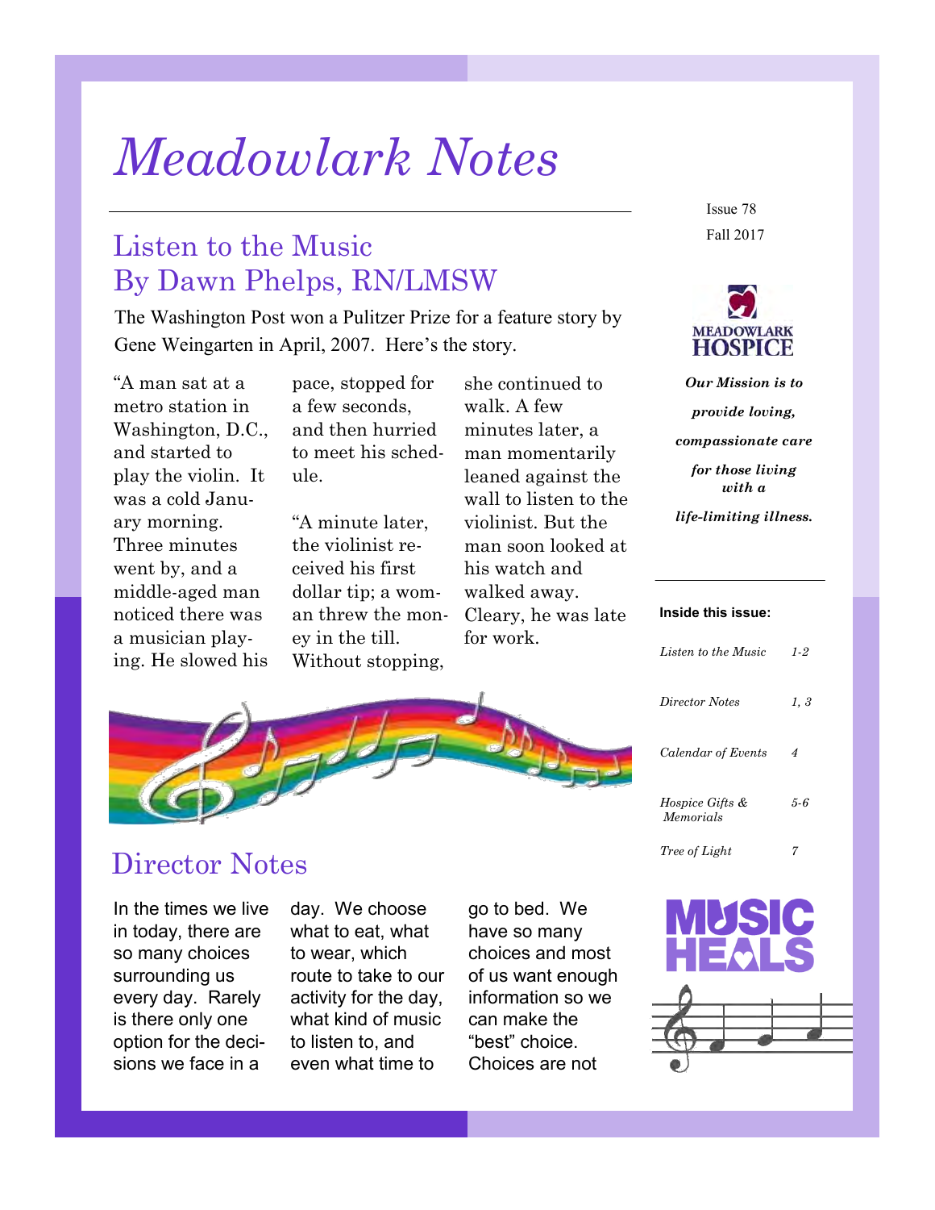# Meadowlark Notes

Issue 78

Fall 2017

MEADOWLARK HOSPICE

***Our Mission is to provide loving, compassionate care for those living with a life-limiting illness.***

**Inside this issue:**

| | |
|---|---|
| *Listen to the Music* | *1-2* |
| *Director Notes* | *1, 3* |
| *Calendar of Events* | *4* |
| *Hospice Gifts & Memorials* | *5-6* |
| *Tree of Light* | *7* |

MUSIC HEALS

## Listen to the Music
## By Dawn Phelps, RN/LMSW

The Washington Post won a Pulitzer Prize for a feature story by Gene Weingarten in April, 2007. Here's the story.

"A man sat at a metro station in Washington, D.C., and started to play the violin. It was a cold January morning. Three minutes went by, and a middle-aged man noticed there was a musician playing. He slowed his pace, stopped for a few seconds, and then hurried to meet his schedule.

"A minute later, the violinist received his first dollar tip; a woman threw the money in the till. Without stopping, she continued to walk. A few minutes later, a man momentarily leaned against the wall to listen to the violinist. But the man soon looked at his watch and walked away. Cleary, he was late for work.

## Director Notes

In the times we live in today, there are so many choices surrounding us every day. Rarely is there only one option for the decisions we face in a day. We choose what to eat, what to wear, which route to take to our activity for the day, what kind of music to listen to, and even what time to go to bed. We have so many choices and most of us want enough information so we can make the "best" choice. Choices are not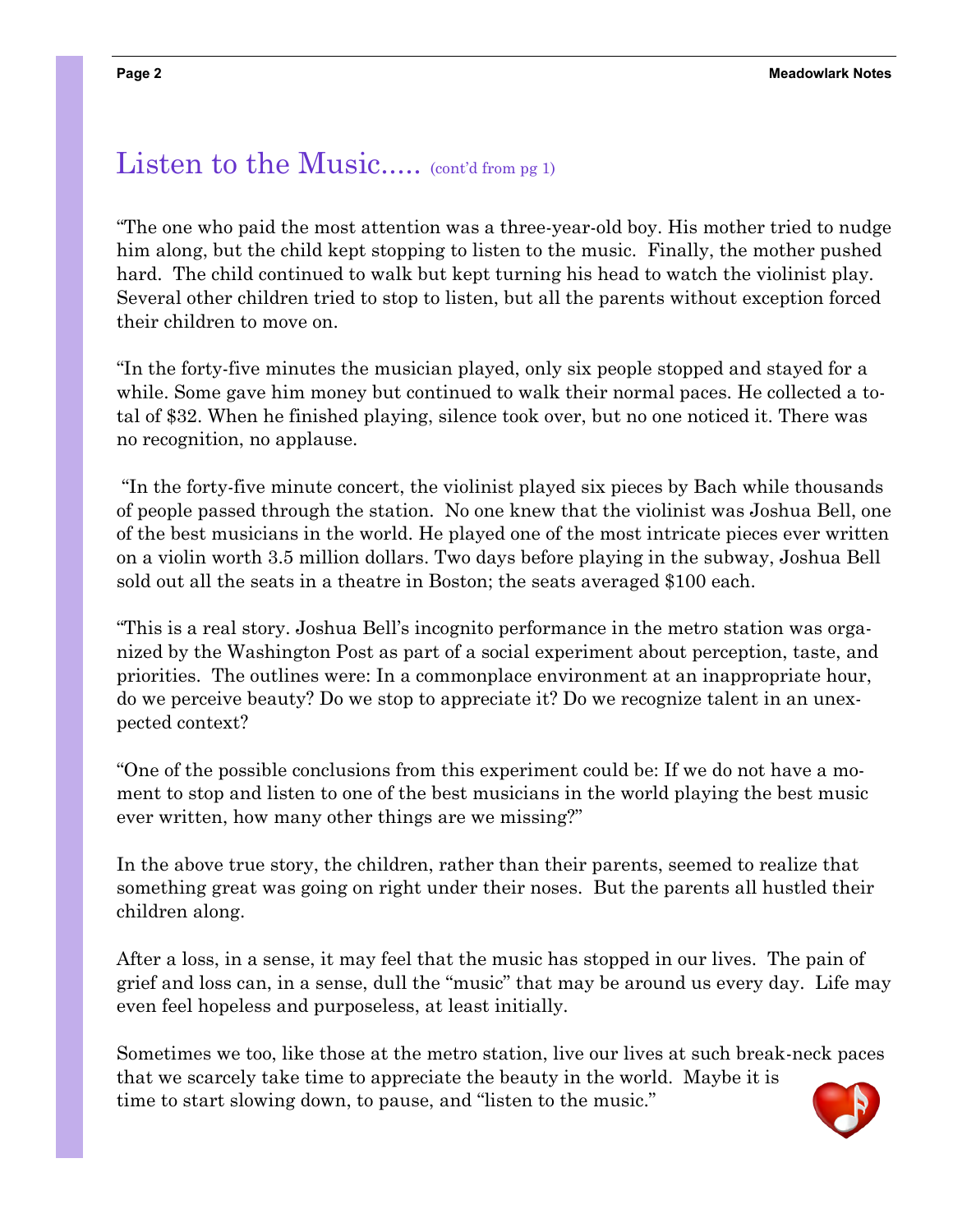## Listen to the Music..... (cont'd from pg 1)

"The one who paid the most attention was a three-year-old boy. His mother tried to nudge him along, but the child kept stopping to listen to the music. Finally, the mother pushed hard. The child continued to walk but kept turning his head to watch the violinist play. Several other children tried to stop to listen, but all the parents without exception forced their children to move on.

"In the forty-five minutes the musician played, only six people stopped and stayed for a while. Some gave him money but continued to walk their normal paces. He collected a total of $32. When he finished playing, silence took over, but no one noticed it. There was no recognition, no applause.

"In the forty-five minute concert, the violinist played six pieces by Bach while thousands of people passed through the station. No one knew that the violinist was Joshua Bell, one of the best musicians in the world. He played one of the most intricate pieces ever written on a violin worth 3.5 million dollars. Two days before playing in the subway, Joshua Bell sold out all the seats in a theatre in Boston; the seats averaged $100 each.

"This is a real story. Joshua Bell's incognito performance in the metro station was organized by the Washington Post as part of a social experiment about perception, taste, and priorities. The outlines were: In a commonplace environment at an inappropriate hour, do we perceive beauty? Do we stop to appreciate it? Do we recognize talent in an unexpected context?

"One of the possible conclusions from this experiment could be: If we do not have a moment to stop and listen to one of the best musicians in the world playing the best music ever written, how many other things are we missing?"

In the above true story, the children, rather than their parents, seemed to realize that something great was going on right under their noses. But the parents all hustled their children along.

After a loss, in a sense, it may feel that the music has stopped in our lives. The pain of grief and loss can, in a sense, dull the "music" that may be around us every day. Life may even feel hopeless and purposeless, at least initially.

Sometimes we too, like those at the metro station, live our lives at such break-neck paces that we scarcely take time to appreciate the beauty in the world. Maybe it is time to start slowing down, to pause, and "listen to the music."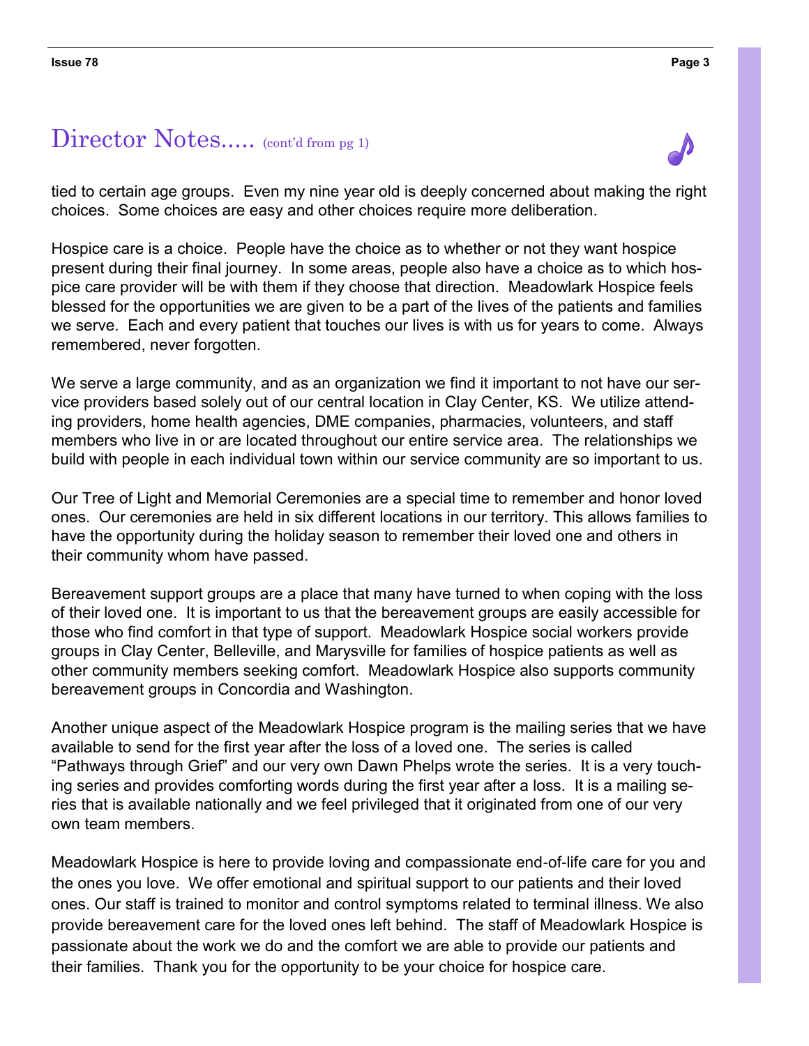## Director Notes..... (cont'd from pg 1)

tied to certain age groups. Even my nine year old is deeply concerned about making the right choices. Some choices are easy and other choices require more deliberation.

Hospice care is a choice. People have the choice as to whether or not they want hospice present during their final journey. In some areas, people also have a choice as to which hospice care provider will be with them if they choose that direction. Meadowlark Hospice feels blessed for the opportunities we are given to be a part of the lives of the patients and families we serve. Each and every patient that touches our lives is with us for years to come. Always remembered, never forgotten.

We serve a large community, and as an organization we find it important to not have our service providers based solely out of our central location in Clay Center, KS. We utilize attending providers, home health agencies, DME companies, pharmacies, volunteers, and staff members who live in or are located throughout our entire service area. The relationships we build with people in each individual town within our service community are so important to us.

Our Tree of Light and Memorial Ceremonies are a special time to remember and honor loved ones. Our ceremonies are held in six different locations in our territory. This allows families to have the opportunity during the holiday season to remember their loved one and others in their community whom have passed.

Bereavement support groups are a place that many have turned to when coping with the loss of their loved one. It is important to us that the bereavement groups are easily accessible for those who find comfort in that type of support. Meadowlark Hospice social workers provide groups in Clay Center, Belleville, and Marysville for families of hospice patients as well as other community members seeking comfort. Meadowlark Hospice also supports community bereavement groups in Concordia and Washington.

Another unique aspect of the Meadowlark Hospice program is the mailing series that we have available to send for the first year after the loss of a loved one. The series is called "Pathways through Grief" and our very own Dawn Phelps wrote the series. It is a very touching series and provides comforting words during the first year after a loss. It is a mailing series that is available nationally and we feel privileged that it originated from one of our very own team members.

Meadowlark Hospice is here to provide loving and compassionate end-of-life care for you and the ones you love. We offer emotional and spiritual support to our patients and their loved ones. Our staff is trained to monitor and control symptoms related to terminal illness. We also provide bereavement care for the loved ones left behind. The staff of Meadowlark Hospice is passionate about the work we do and the comfort we are able to provide our patients and their families. Thank you for the opportunity to be your choice for hospice care.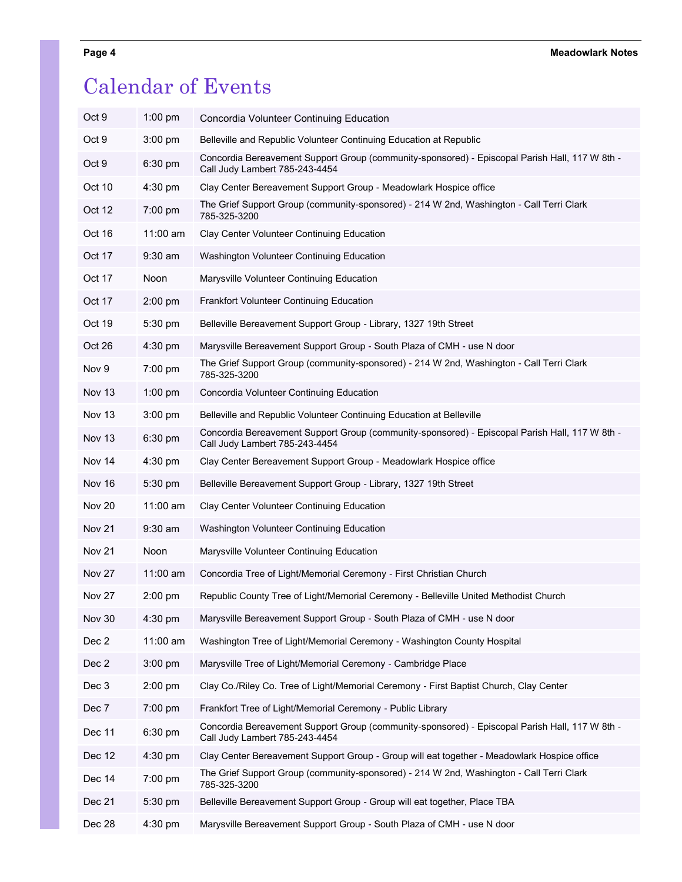# Calendar of Events

| Date | Time | Event |
|---|---|---|
| Oct 9 | 1:00 pm | Concordia Volunteer Continuing Education |
| Oct 9 | 3:00 pm | Belleville and Republic Volunteer Continuing Education at Republic |
| Oct 9 | 6:30 pm | Concordia Bereavement Support Group (community-sponsored) - Episcopal Parish Hall, 117 W 8th - Call Judy Lambert 785-243-4454 |
| Oct 10 | 4:30 pm | Clay Center Bereavement Support Group - Meadowlark Hospice office |
| Oct 12 | 7:00 pm | The Grief Support Group (community-sponsored) - 214 W 2nd, Washington - Call Terri Clark 785-325-3200 |
| Oct 16 | 11:00 am | Clay Center Volunteer Continuing Education |
| Oct 17 | 9:30 am | Washington Volunteer Continuing Education |
| Oct 17 | Noon | Marysville Volunteer Continuing Education |
| Oct 17 | 2:00 pm | Frankfort Volunteer Continuing Education |
| Oct 19 | 5:30 pm | Belleville Bereavement Support Group - Library, 1327 19th Street |
| Oct 26 | 4:30 pm | Marysville Bereavement Support Group - South Plaza of CMH - use N door |
| Nov 9 | 7:00 pm | The Grief Support Group (community-sponsored) - 214 W 2nd, Washington - Call Terri Clark 785-325-3200 |
| Nov 13 | 1:00 pm | Concordia Volunteer Continuing Education |
| Nov 13 | 3:00 pm | Belleville and Republic Volunteer Continuing Education at Belleville |
| Nov 13 | 6:30 pm | Concordia Bereavement Support Group (community-sponsored) - Episcopal Parish Hall, 117 W 8th - Call Judy Lambert 785-243-4454 |
| Nov 14 | 4:30 pm | Clay Center Bereavement Support Group - Meadowlark Hospice office |
| Nov 16 | 5:30 pm | Belleville Bereavement Support Group - Library, 1327 19th Street |
| Nov 20 | 11:00 am | Clay Center Volunteer Continuing Education |
| Nov 21 | 9:30 am | Washington Volunteer Continuing Education |
| Nov 21 | Noon | Marysville Volunteer Continuing Education |
| Nov 27 | 11:00 am | Concordia Tree of Light/Memorial Ceremony - First Christian Church |
| Nov 27 | 2:00 pm | Republic County Tree of Light/Memorial Ceremony - Belleville United Methodist Church |
| Nov 30 | 4:30 pm | Marysville Bereavement Support Group - South Plaza of CMH - use N door |
| Dec 2 | 11:00 am | Washington Tree of Light/Memorial Ceremony - Washington County Hospital |
| Dec 2 | 3:00 pm | Marysville Tree of Light/Memorial Ceremony - Cambridge Place |
| Dec 3 | 2:00 pm | Clay Co./Riley Co. Tree of Light/Memorial Ceremony - First Baptist Church, Clay Center |
| Dec 7 | 7:00 pm | Frankfort Tree of Light/Memorial Ceremony - Public Library |
| Dec 11 | 6:30 pm | Concordia Bereavement Support Group (community-sponsored) - Episcopal Parish Hall, 117 W 8th - Call Judy Lambert 785-243-4454 |
| Dec 12 | 4:30 pm | Clay Center Bereavement Support Group - Group will eat together - Meadowlark Hospice office |
| Dec 14 | 7:00 pm | The Grief Support Group (community-sponsored) - 214 W 2nd, Washington - Call Terri Clark 785-325-3200 |
| Dec 21 | 5:30 pm | Belleville Bereavement Support Group - Group will eat together, Place TBA |
| Dec 28 | 4:30 pm | Marysville Bereavement Support Group - South Plaza of CMH - use N door |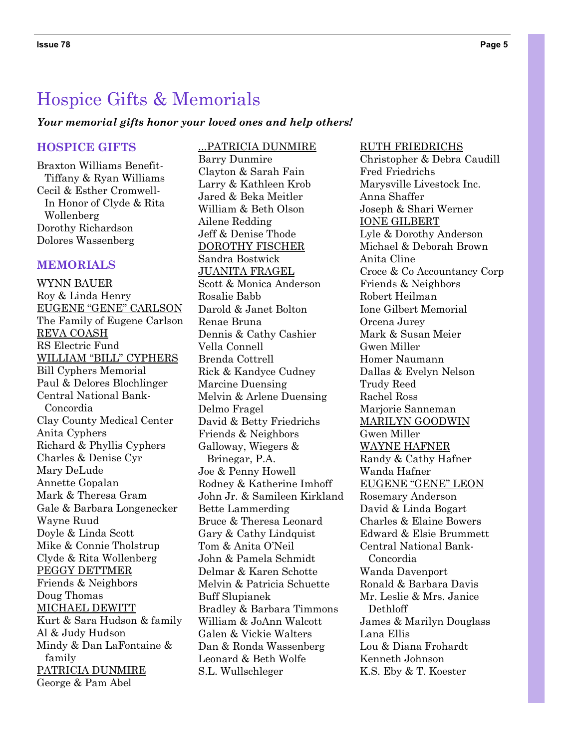# Hospice Gifts & Memorials

***Your memorial gifts honor your loved ones and help others!***

## HOSPICE GIFTS

Braxton Williams Benefit- Tiffany & Ryan Williams
Cecil & Esther Cromwell- In Honor of Clyde & Rita Wollenberg
Dorothy Richardson
Dolores Wassenberg

## MEMORIALS

WYNN BAUER
Roy & Linda Henry

EUGENE "GENE" CARLSON
The Family of Eugene Carlson

REVA COASH
RS Electric Fund

WILLIAM "BILL" CYPHERS
Bill Cyphers Memorial
Paul & Delores Blochlinger
Central National Bank- Concordia
Clay County Medical Center
Anita Cyphers
Richard & Phyllis Cyphers
Charles & Denise Cyr
Mary DeLude
Annette Gopalan
Mark & Theresa Gram
Gale & Barbara Longenecker
Wayne Ruud
Doyle & Linda Scott
Mike & Connie Tholstrup
Clyde & Rita Wollenberg

PEGGY DETTMER
Friends & Neighbors
Doug Thomas

MICHAEL DEWITT
Kurt & Sara Hudson & family
Al & Judy Hudson
Mindy & Dan LaFontaine & family

PATRICIA DUNMIRE
George & Pam Abel

...PATRICIA DUNMIRE
Barry Dunmire
Clayton & Sarah Fain
Larry & Kathleen Krob
Jared & Beka Meitler
William & Beth Olson
Ailene Redding
Jeff & Denise Thode

DOROTHY FISCHER
Sandra Bostwick

JUANITA FRAGEL
Scott & Monica Anderson
Rosalie Babb
Darold & Janet Bolton
Renae Bruna
Dennis & Cathy Cashier
Vella Connell
Brenda Cottrell
Rick & Kandyce Cudney
Marcine Duensing
Melvin & Arlene Duensing
Delmo Fragel
David & Betty Friedrichs
Friends & Neighbors
Galloway, Wiegers & Brinegar, P.A.
Joe & Penny Howell
Rodney & Katherine Imhoff
John Jr. & Samileen Kirkland
Bette Lammerding
Bruce & Theresa Leonard
Gary & Cathy Lindquist
Tom & Anita O'Neil
John & Pamela Schmidt
Delmar & Karen Schotte
Melvin & Patricia Schuette
Buff Slupianek
Bradley & Barbara Timmons
William & JoAnn Walcott
Galen & Vickie Walters
Dan & Ronda Wassenberg
Leonard & Beth Wolfe
S.L. Wullschleger

RUTH FRIEDRICHS
Christopher & Debra Caudill
Fred Friedrichs
Marysville Livestock Inc.
Anna Shaffer
Joseph & Shari Werner

IONE GILBERT
Lyle & Dorothy Anderson
Michael & Deborah Brown
Anita Cline
Croce & Co Accountancy Corp
Friends & Neighbors
Robert Heilman
Ione Gilbert Memorial
Orcena Jurey
Mark & Susan Meier
Gwen Miller
Homer Naumann
Dallas & Evelyn Nelson
Trudy Reed
Rachel Ross
Marjorie Sanneman

MARILYN GOODWIN
Gwen Miller

WAYNE HAFNER
Randy & Cathy Hafner
Wanda Hafner

EUGENE "GENE" LEON
Rosemary Anderson
David & Linda Bogart
Charles & Elaine Bowers
Edward & Elsie Brummett
Central National Bank- Concordia
Wanda Davenport
Ronald & Barbara Davis
Mr. Leslie & Mrs. Janice Dethloff
James & Marilyn Douglass
Lana Ellis
Lou & Diana Frohardt
Kenneth Johnson
K.S. Eby & T. Koester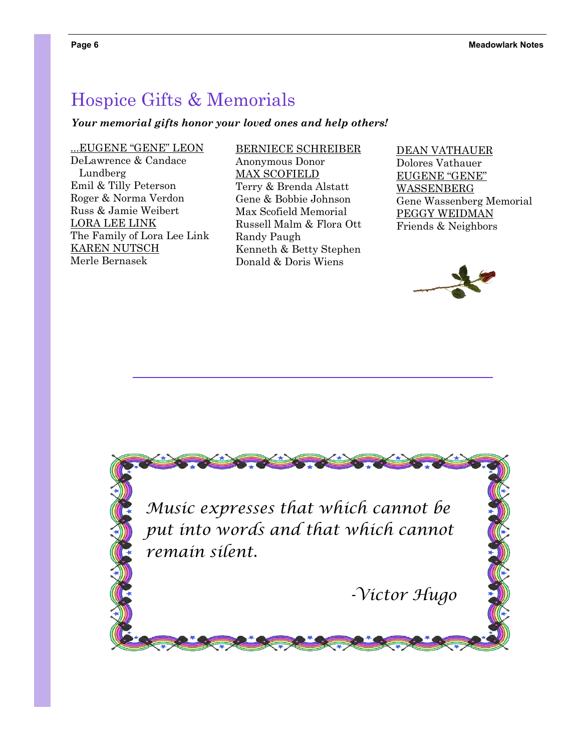# Hospice Gifts & Memorials

***Your memorial gifts honor your loved ones and help others!***

...EUGENE "GENE" LEON
DeLawrence & Candace Lundberg
Emil & Tilly Peterson
Roger & Norma Verdon
Russ & Jamie Weibert

LORA LEE LINK
The Family of Lora Lee Link

KAREN NUTSCH
Merle Bernasek

BERNIECE SCHREIBER
Anonymous Donor

MAX SCOFIELD
Terry & Brenda Alstatt
Gene & Bobbie Johnson
Max Scofield Memorial
Russell Malm & Flora Ott
Randy Paugh
Kenneth & Betty Stephen
Donald & Doris Wiens

DEAN VATHAUER
Dolores Vathauer

EUGENE "GENE" WASSENBERG
Gene Wassenberg Memorial

PEGGY WEIDMAN
Friends & Neighbors

---

*Music expresses that which cannot be put into words and that which cannot remain silent.*

*-Victor Hugo*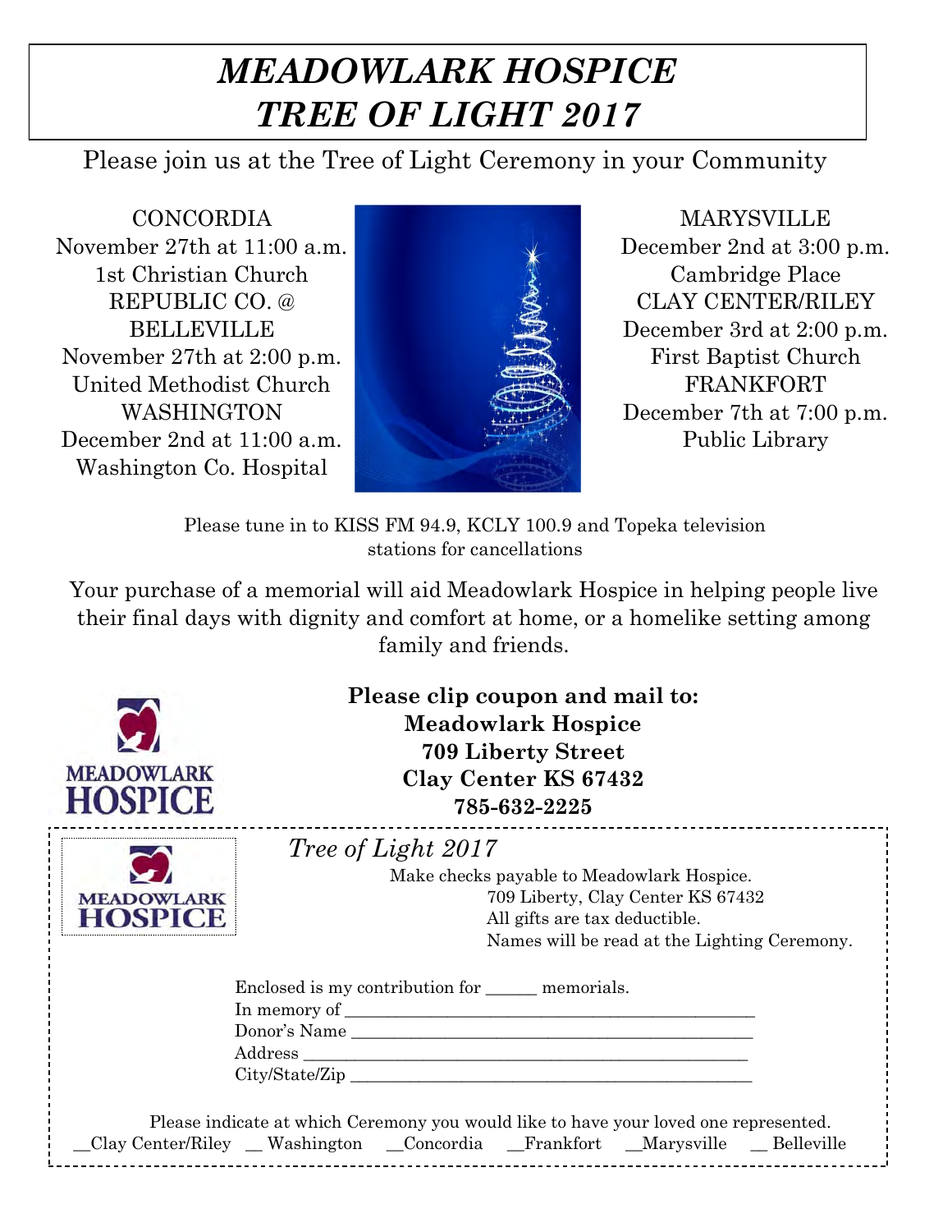# *MEADOWLARK HOSPICE*
# *TREE OF LIGHT 2017*

Please join us at the Tree of Light Ceremony in your Community

CONCORDIA
November 27th at 11:00 a.m.
1st Christian Church

REPUBLIC CO. @ BELLEVILLE
November 27th at 2:00 p.m.
United Methodist Church

WASHINGTON
December 2nd at 11:00 a.m.
Washington Co. Hospital

MARYSVILLE
December 2nd at 3:00 p.m.
Cambridge Place

CLAY CENTER/RILEY
December 3rd at 2:00 p.m.
First Baptist Church

FRANKFORT
December 7th at 7:00 p.m.
Public Library

Please tune in to KISS FM 94.9, KCLY 100.9 and Topeka television stations for cancellations

Your purchase of a memorial will aid Meadowlark Hospice in helping people live their final days with dignity and comfort at home, or a homelike setting among family and friends.

MEADOWLARK HOSPICE

**Please clip coupon and mail to:**
**Meadowlark Hospice**
**709 Liberty Street**
**Clay Center KS 67432**
**785-632-2225**

---

MEADOWLARK HOSPICE

*Tree of Light 2017*

Make checks payable to Meadowlark Hospice.
709 Liberty, Clay Center KS 67432
All gifts are tax deductible.
Names will be read at the Lighting Ceremony.

Enclosed is my contribution for ______ memorials.
In memory of ________________________________________________
Donor's Name ________________________________________________
Address ____________________________________________________
City/State/Zip ________________________________________________

Please indicate at which Ceremony you would like to have your loved one represented.

__Clay Center/Riley __ Washington __Concordia __Frankfort __Marysville __ Belleville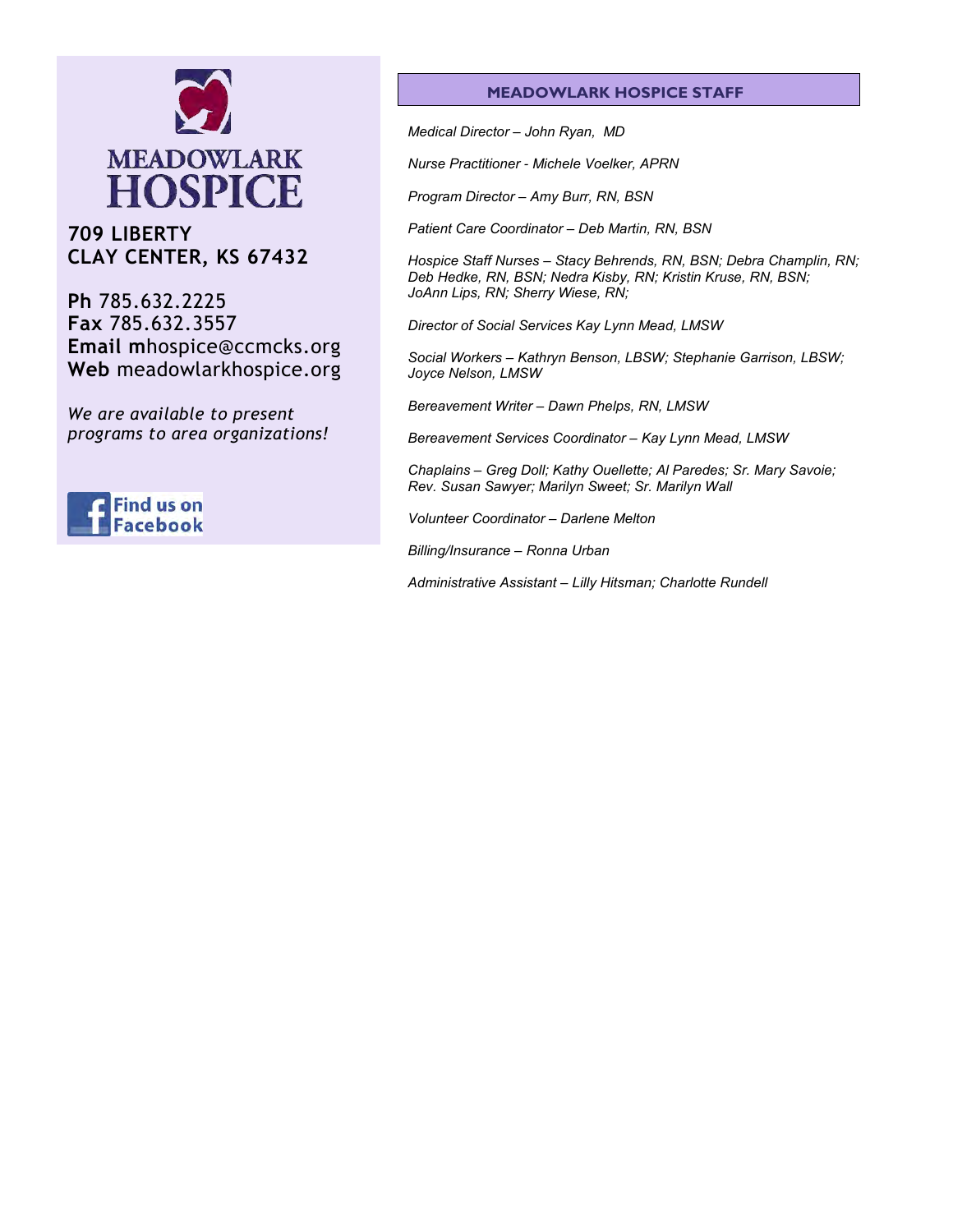MEADOWLARK HOSPICE

709 LIBERTY
CLAY CENTER, KS 67432

**Ph** 785.632.2225
**Fax** 785.632.3557
**Email** mhospice@ccmcks.org
**Web** meadowlarkhospice.org

*We are available to present programs to area organizations!*

Find us on Facebook

## MEADOWLARK HOSPICE STAFF

*Medical Director – John Ryan, MD*

*Nurse Practitioner - Michele Voelker, APRN*

*Program Director – Amy Burr, RN, BSN*

*Patient Care Coordinator – Deb Martin, RN, BSN*

*Hospice Staff Nurses – Stacy Behrends, RN, BSN; Debra Champlin, RN; Deb Hedke, RN, BSN; Nedra Kisby, RN; Kristin Kruse, RN, BSN; JoAnn Lips, RN; Sherry Wiese, RN;*

*Director of Social Services Kay Lynn Mead, LMSW*

*Social Workers – Kathryn Benson, LBSW; Stephanie Garrison, LBSW; Joyce Nelson, LMSW*

*Bereavement Writer – Dawn Phelps, RN, LMSW*

*Bereavement Services Coordinator – Kay Lynn Mead, LMSW*

*Chaplains – Greg Doll; Kathy Ouellette; Al Paredes; Sr. Mary Savoie; Rev. Susan Sawyer; Marilyn Sweet; Sr. Marilyn Wall*

*Volunteer Coordinator – Darlene Melton*

*Billing/Insurance – Ronna Urban*

*Administrative Assistant – Lilly Hitsman; Charlotte Rundell*